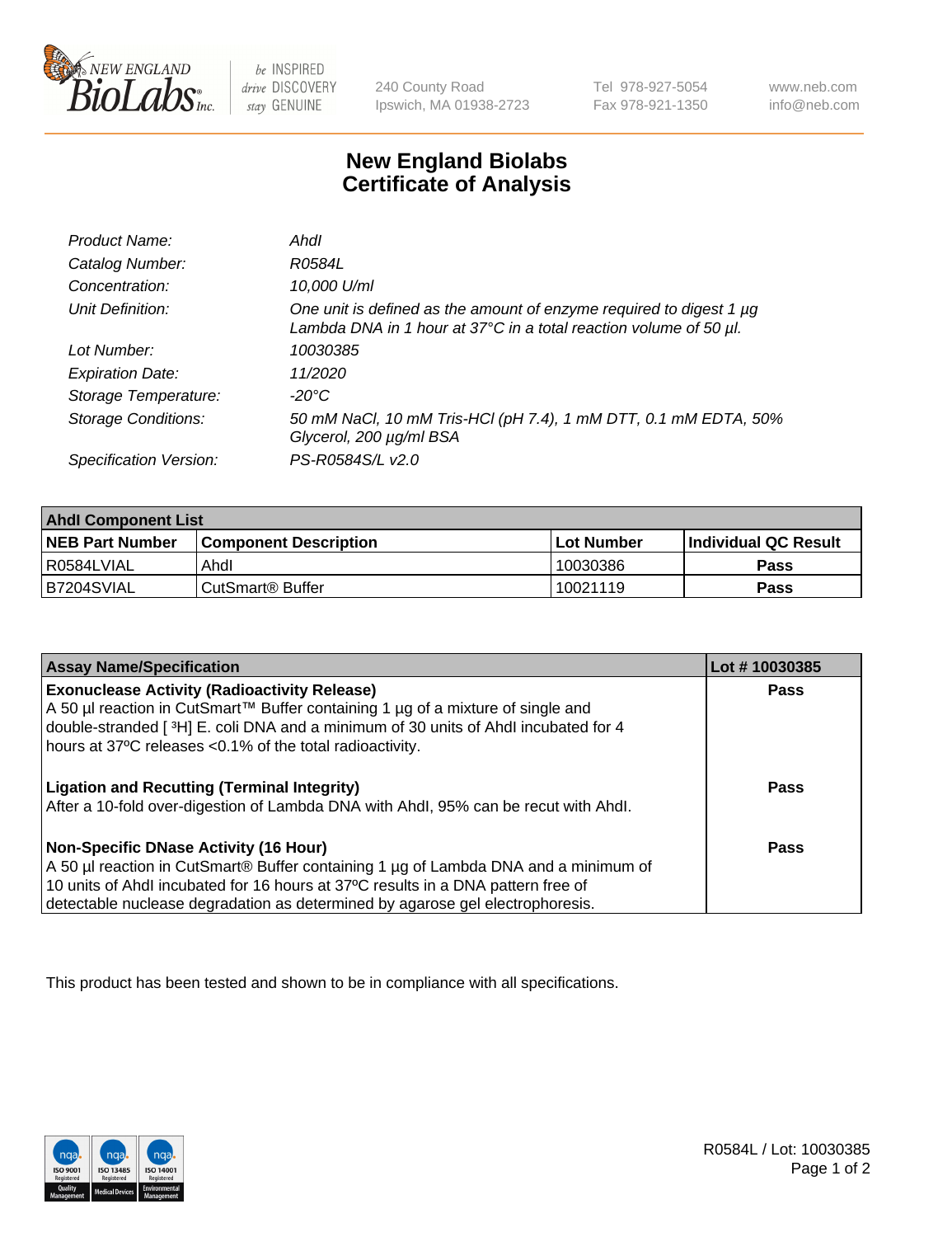New England BioLabs Inc. — be INSPIRED drive DISCOVERY stay GENUINE

240 County Road
Ipswich, MA 01938-2723

Tel 978-927-5054
Fax 978-921-1350

www.neb.com
info@neb.com

# New England Biolabs Certificate of Analysis

| | |
|---|---|
| *Product Name:* | *AhdI* |
| *Catalog Number:* | *R0584L* |
| *Concentration:* | *10,000 U/ml* |
| *Unit Definition:* | *One unit is defined as the amount of enzyme required to digest 1 µg Lambda DNA in 1 hour at 37°C in a total reaction volume of 50 µl.* |
| *Lot Number:* | *10030385* |
| *Expiration Date:* | *11/2020* |
| *Storage Temperature:* | *-20°C* |
| *Storage Conditions:* | *50 mM NaCl, 10 mM Tris-HCl (pH 7.4), 1 mM DTT, 0.1 mM EDTA, 50% Glycerol, 200 µg/ml BSA* |
| *Specification Version:* | *PS-R0584S/L v2.0* |

| **AhdI Component List** | | | |
|---|---|---|---|
| **NEB Part Number** | **Component Description** | **Lot Number** | **Individual QC Result** |
| R0584LVIAL | AhdI | 10030386 | **Pass** |
| B7204SVIAL | CutSmart® Buffer | 10021119 | **Pass** |

| **Assay Name/Specification** | **Lot # 10030385** |
|---|---|
| **Exonuclease Activity (Radioactivity Release)** A 50 µl reaction in CutSmart™ Buffer containing 1 µg of a mixture of single and double-stranded [ $^3$H] E. coli DNA and a minimum of 30 units of AhdI incubated for 4 hours at 37ºC releases <0.1% of the total radioactivity. | **Pass** |
| **Ligation and Recutting (Terminal Integrity)** After a 10-fold over-digestion of Lambda DNA with AhdI, 95% can be recut with AhdI. | **Pass** |
| **Non-Specific DNase Activity (16 Hour)** A 50 µl reaction in CutSmart® Buffer containing 1 µg of Lambda DNA and a minimum of 10 units of AhdI incubated for 16 hours at 37ºC results in a DNA pattern free of detectable nuclease degradation as determined by agarose gel electrophoresis. | **Pass** |

This product has been tested and shown to be in compliance with all specifications.

R0584L / Lot: 10030385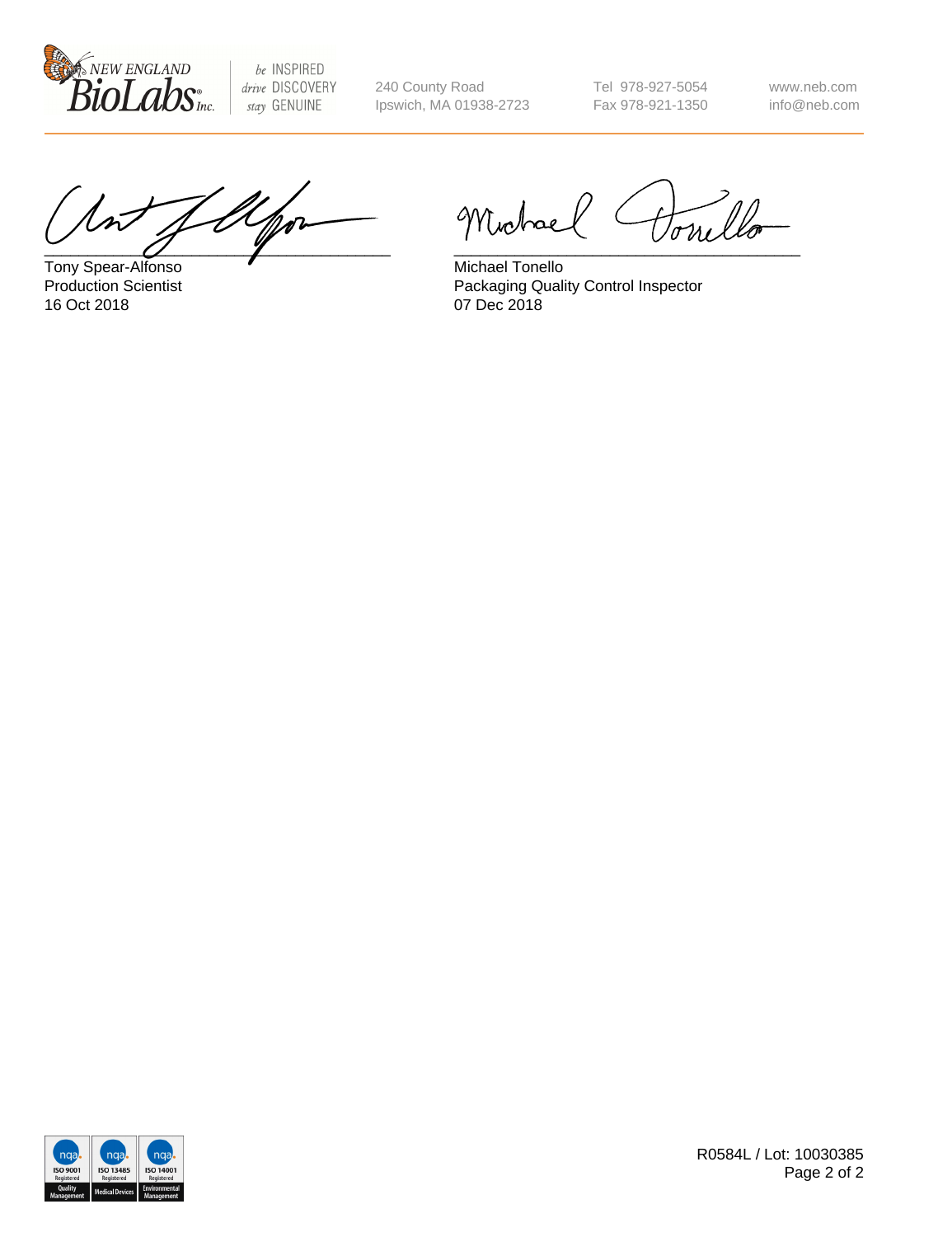Tony Spear-Alfonso
Production Scientist
16 Oct 2018

Michael Tonello
Packaging Quality Control Inspector
07 Dec 2018

R0584L / Lot: 10030385